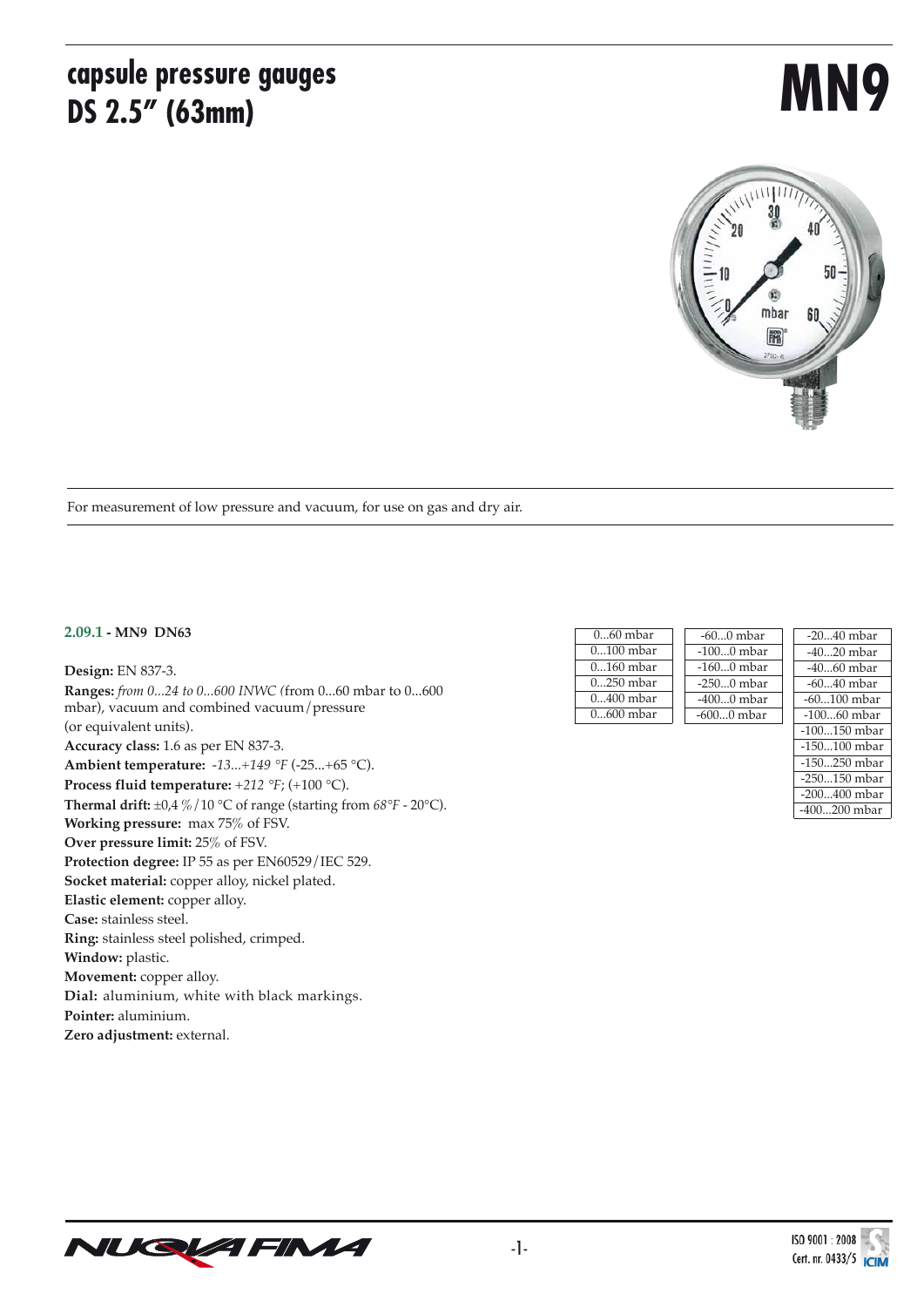# capsule pressure gauges DS 2.5" (63mm)

# MN9

For measurement of low pressure and vacuum, for use on gas and dry air.

**2.09.1 - MN9 DN63**

**Design:** EN 837-3.
**Ranges:** *from 0...24 to 0...600 INWC (*from 0...60 mbar to 0...600 mbar), vacuum and combined vacuum/pressure (or equivalent units).
**Accuracy class:** 1.6 as per EN 837-3.
**Ambient temperature:** *-13...+149 °F* (-25...+65 °C).
**Process fluid temperature:** *+212 °F*; (+100 °C).
**Thermal drift:** ±0,4 %/10 °C of range (starting from *68°F* - 20°C).
**Working pressure:** max 75% of FSV.
**Over pressure limit:** 25% of FSV.
**Protection degree:** IP 55 as per EN60529/IEC 529.
**Socket material:** copper alloy, nickel plated.
**Elastic element:** copper alloy.
**Case:** stainless steel.
**Ring:** stainless steel polished, crimped.
**Window:** plastic.
**Movement:** copper alloy.
**Dial:** aluminium, white with black markings.
**Pointer:** aluminium.
**Zero adjustment:** external.

| 0...60 mbar |
|---|
| 0...100 mbar |
| 0...160 mbar |
| 0...250 mbar |
| 0...400 mbar |
| 0...600 mbar |

| -60...0 mbar |
|---|
| -100...0 mbar |
| -160...0 mbar |
| -250...0 mbar |
| -400...0 mbar |
| -600...0 mbar |

| -20...40 mbar |
|---|
| -40...20 mbar |
| -40...60 mbar |
| -60...40 mbar |
| -60...100 mbar |
| -100...60 mbar |
| -100...150 mbar |
| -150...100 mbar |
| -150...250 mbar |
| -250...150 mbar |
| -200...400 mbar |
| -400...200 mbar |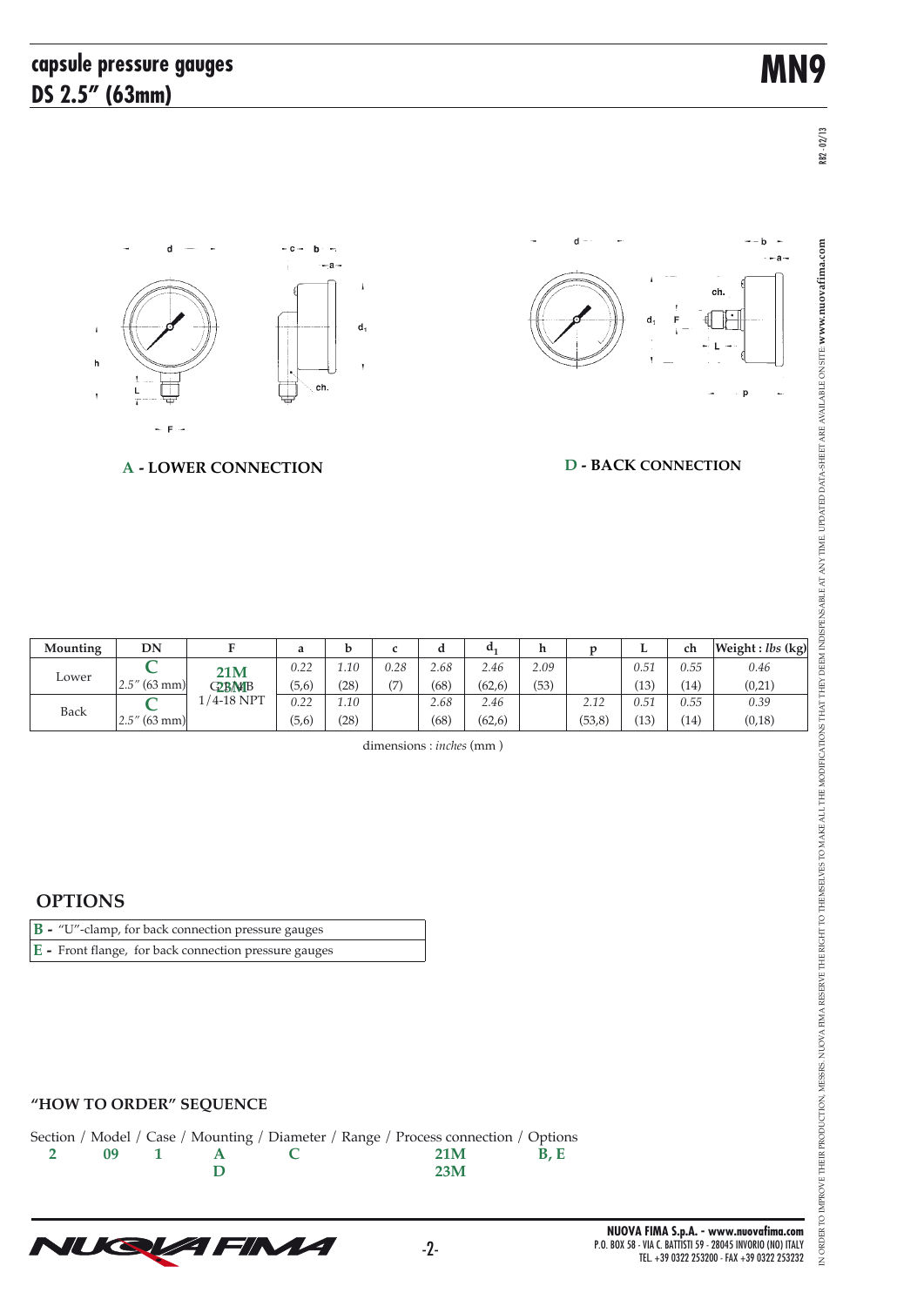# capsule pressure gauges
# DS 2.5" (63mm)

## MN9

**A - LOWER CONNECTION**

**D - BACK CONNECTION**

| Mounting | DN | F | a | b | c | d | $d_1$ | h | p | L | ch | Weight : *lbs* (kg) |
|---|---|---|---|---|---|---|---|---|---|---|---|---|
| Lower | **C** 2.5" (63 mm) | **21M** G1/4B **23M** 1/4-18 NPT | *0.22* (5,6) | *1.10* (28) | *0.28* (7) | *2.68* (68) | *2.46* (62,6) | *2.09* (53) | | *0.51* (13) | *0.55* (14) | *0.46* (0,21) |
| Back | **C** 2.5" (63 mm) | | *0.22* (5,6) | *1.10* (28) | | *2.68* (68) | *2.46* (62,6) | | *2.12* (53,8) | *0.51* (13) | *0.55* (14) | *0.39* (0,18) |

dimensions : *inches* (mm )

## OPTIONS

| | |
|---|---|
| **B** - "U"-clamp, for back connection pressure gauges | |
| **E** - Front flange, for back connection pressure gauges | |

## "HOW TO ORDER" SEQUENCE

| Section | Model | Case | Mounting | Diameter | Range | Process connection | Options |
|---|---|---|---|---|---|---|---|
| **2** | **09** | **1** | **A** | **C** | | **21M** | **B, E** |
| | | | **D** | | | **23M** | |

IN ORDER TO IMPROVE THEIR PRODUCTION, MESSRS. NUOVA FIMA RESERVE THE RIGHT TO THEMSELVES TO MAKE ALL THE MODIFICATIONS THAT THEY DEEM INDISPENSABLE AT ANY TIME. UPDATED DATA-SHEET ARE AVAILABLE ON SITE **www.nuovafima.com**

R82 - 02/13

**NUOVA FIMA S.p.A. - www.nuovafima.com**
P.O. BOX 58 - VIA C. BATTISTI 59 - 28045 INVORIO (NO) ITALY
TEL. +39 0322 253200 - FAX +39 0322 253232